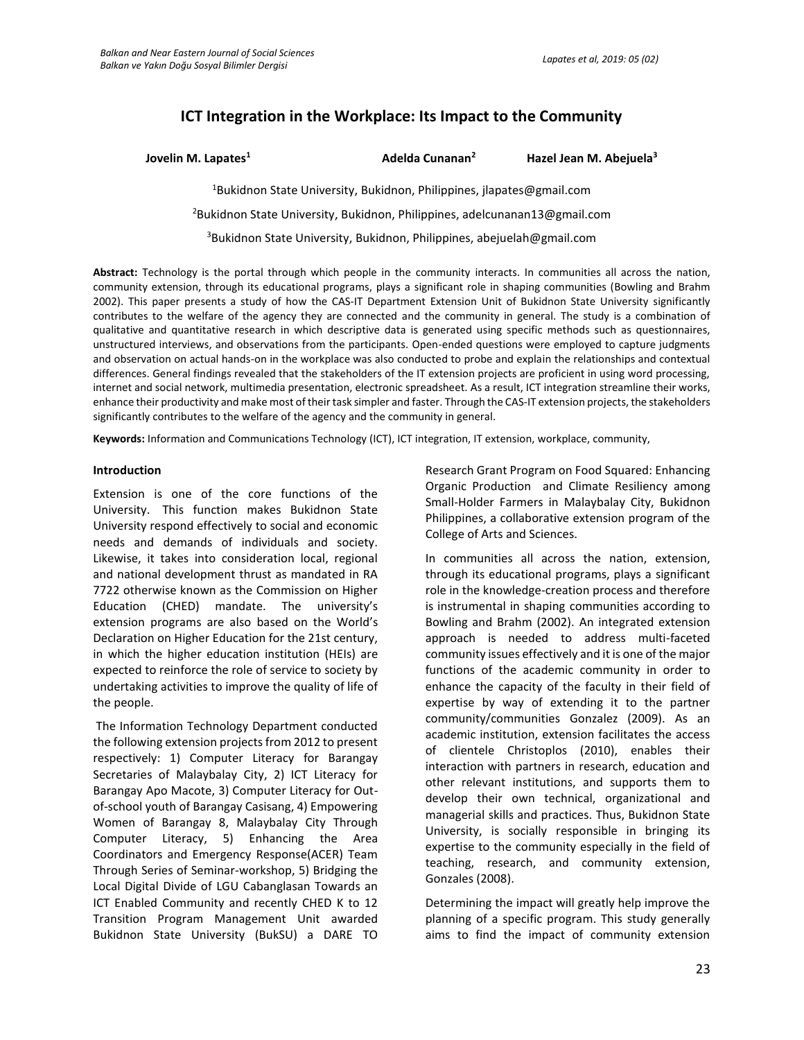# ICT Integration in the Workplace: Its Impact to the Community

**Jovelin M. Lapates[1]** **Adelda Cunanan[2]** **Hazel Jean M. Abejuela[3]**

[1]Bukidnon State University, Bukidnon, Philippines, jlapates@gmail.com

[2]Bukidnon State University, Bukidnon, Philippines, adelcunanan13@gmail.com

[3]Bukidnon State University, Bukidnon, Philippines, abejuelah@gmail.com

**Abstract:** Technology is the portal through which people in the community interacts. In communities all across the nation, community extension, through its educational programs, plays a significant role in shaping communities (Bowling and Brahm 2002). This paper presents a study of how the CAS-IT Department Extension Unit of Bukidnon State University significantly contributes to the welfare of the agency they are connected and the community in general. The study is a combination of qualitative and quantitative research in which descriptive data is generated using specific methods such as questionnaires, unstructured interviews, and observations from the participants. Open-ended questions were employed to capture judgments and observation on actual hands-on in the workplace was also conducted to probe and explain the relationships and contextual differences. General findings revealed that the stakeholders of the IT extension projects are proficient in using word processing, internet and social network, multimedia presentation, electronic spreadsheet. As a result, ICT integration streamline their works, enhance their productivity and make most of their task simpler and faster. Through the CAS-IT extension projects, the stakeholders significantly contributes to the welfare of the agency and the community in general.

**Keywords:** Information and Communications Technology (ICT), ICT integration, IT extension, workplace, community,

## Introduction

Extension is one of the core functions of the University. This function makes Bukidnon State University respond effectively to social and economic needs and demands of individuals and society. Likewise, it takes into consideration local, regional and national development thrust as mandated in RA 7722 otherwise known as the Commission on Higher Education (CHED) mandate. The university's extension programs are also based on the World's Declaration on Higher Education for the 21st century, in which the higher education institution (HEIs) are expected to reinforce the role of service to society by undertaking activities to improve the quality of life of the people.

The Information Technology Department conducted the following extension projects from 2012 to present respectively: 1) Computer Literacy for Barangay Secretaries of Malaybalay City, 2) ICT Literacy for Barangay Apo Macote, 3) Computer Literacy for Out-of-school youth of Barangay Casisang, 4) Empowering Women of Barangay 8, Malaybalay City Through Computer Literacy, 5) Enhancing the Area Coordinators and Emergency Response(ACER) Team Through Series of Seminar-workshop, 5) Bridging the Local Digital Divide of LGU Cabanglasan Towards an ICT Enabled Community and recently CHED K to 12 Transition Program Management Unit awarded Bukidnon State University (BukSU) a DARE TO Research Grant Program on Food Squared: Enhancing Organic Production and Climate Resiliency among Small-Holder Farmers in Malaybalay City, Bukidnon Philippines, a collaborative extension program of the College of Arts and Sciences.

In communities all across the nation, extension, through its educational programs, plays a significant role in the knowledge-creation process and therefore is instrumental in shaping communities according to Bowling and Brahm (2002). An integrated extension approach is needed to address multi-faceted community issues effectively and it is one of the major functions of the academic community in order to enhance the capacity of the faculty in their field of expertise by way of extending it to the partner community/communities Gonzalez (2009). As an academic institution, extension facilitates the access of clientele Christoplos (2010), enables their interaction with partners in research, education and other relevant institutions, and supports them to develop their own technical, organizational and managerial skills and practices. Thus, Bukidnon State University, is socially responsible in bringing its expertise to the community especially in the field of teaching, research, and community extension, Gonzales (2008).

Determining the impact will greatly help improve the planning of a specific program. This study generally aims to find the impact of community extension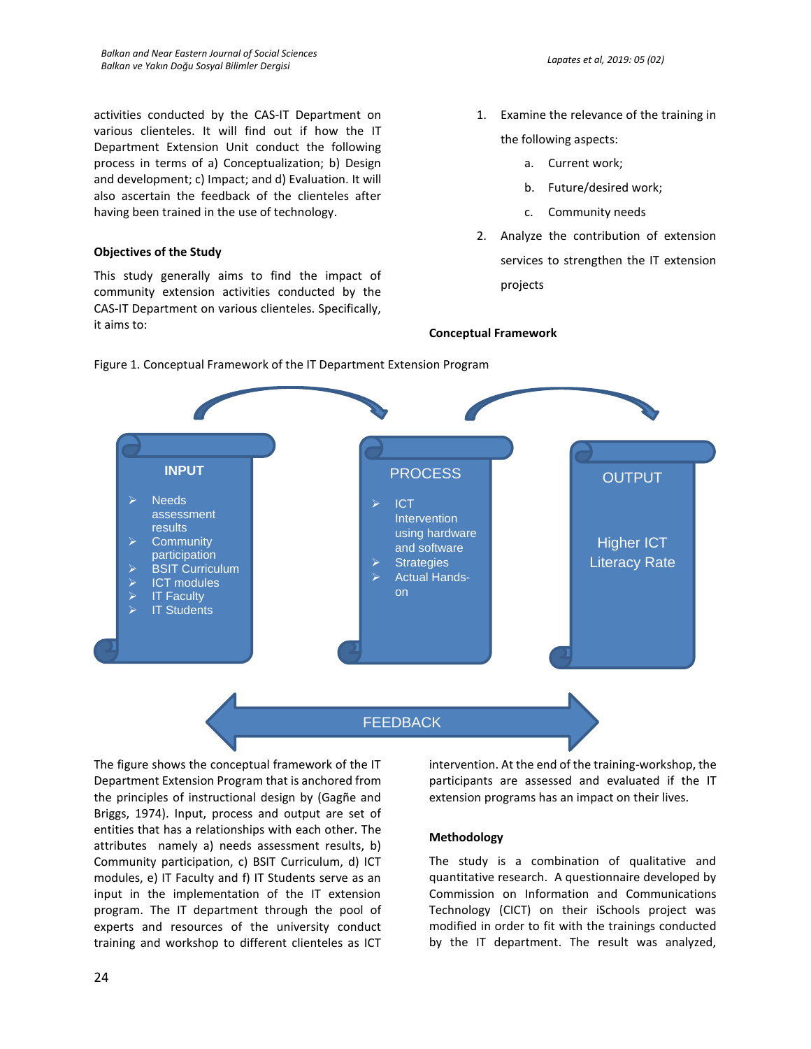activities conducted by the CAS-IT Department on various clienteles. It will find out if how the IT Department Extension Unit conduct the following process in terms of a) Conceptualization; b) Design and development; c) Impact; and d) Evaluation. It will also ascertain the feedback of the clienteles after having been trained in the use of technology.

### Objectives of the Study

This study generally aims to find the impact of community extension activities conducted by the CAS-IT Department on various clienteles. Specifically, it aims to:

1. Examine the relevance of the training in the following aspects:
   a. Current work;
   b. Future/desired work;
   c. Community needs
2. Analyze the contribution of extension services to strengthen the IT extension projects

### Conceptual Framework

Figure 1. Conceptual Framework of the IT Department Extension Program

**INPUT**
- Needs assessment results
- Community participation
- BSIT Curriculum
- ICT modules
- IT Faculty
- IT Students

**PROCESS**
- ICT Intervention using hardware and software
- Strategies
- Actual Hands-on

**OUTPUT**

Higher ICT Literacy Rate

FEEDBACK

The figure shows the conceptual framework of the IT Department Extension Program that is anchored from the principles of instructional design by (Gagñe and Briggs, 1974). Input, process and output are set of entities that has a relationships with each other. The attributes namely a) needs assessment results, b) Community participation, c) BSIT Curriculum, d) ICT modules, e) IT Faculty and f) IT Students serve as an input in the implementation of the IT extension program. The IT department through the pool of experts and resources of the university conduct training and workshop to different clienteles as ICT intervention. At the end of the training-workshop, the participants are assessed and evaluated if the IT extension programs has an impact on their lives.

### Methodology

The study is a combination of qualitative and quantitative research. A questionnaire developed by Commission on Information and Communications Technology (CICT) on their iSchools project was modified in order to fit with the trainings conducted by the IT department. The result was analyzed,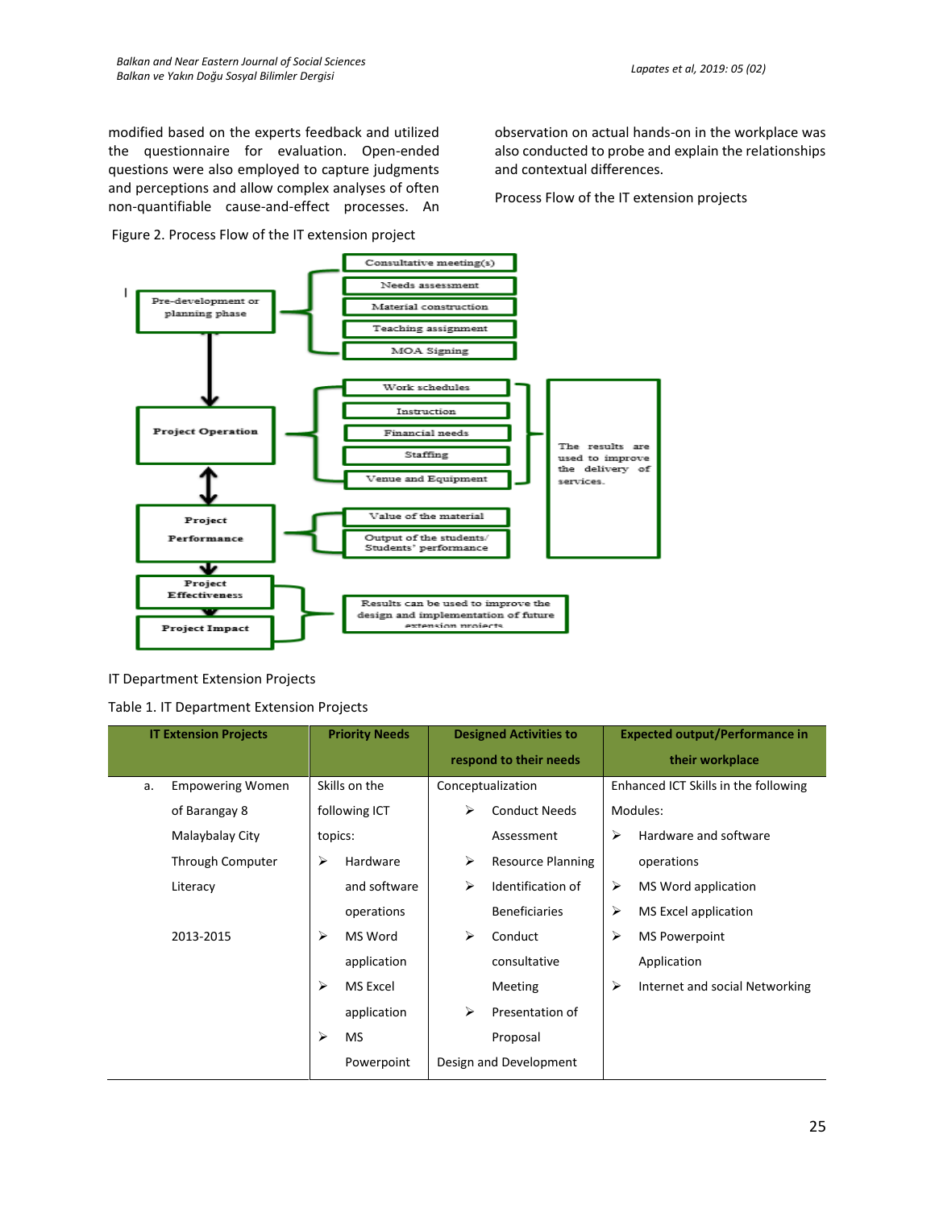modified based on the experts feedback and utilized the questionnaire for evaluation. Open-ended questions were also employed to capture judgments and perceptions and allow complex analyses of often non-quantifiable cause-and-effect processes. An observation on actual hands-on in the workplace was also conducted to probe and explain the relationships and contextual differences.

Process Flow of the IT extension projects

Figure 2. Process Flow of the IT extension project

- **Pre-development or planning phase**
  - Consultative meeting(s)
  - Needs assessment
  - Material construction
  - Teaching assignment
  - MOA Signing
- **Project Operation**
  - Work schedules
  - Instruction
  - Financial needs
  - Staffing
  - Venue and Equipment
  - The results are used to improve the delivery of services.
- **Project Performance**
  - Value of the material
  - Output of the students/ Students' performance
- **Project Effectiveness**
- **Project Impact**
  - Results can be used to improve the design and implementation of future extension projects

IT Department Extension Projects

Table 1. IT Department Extension Projects

| IT Extension Projects | Priority Needs | Designed Activities to respond to their needs | Expected output/Performance in their workplace |
|---|---|---|---|
| a. Empowering Women of Barangay 8 Malaybalay City Through Computer Literacy<br><br>2013-2015 | Skills on the following ICT topics:<br>➢ Hardware and software operations<br>➢ MS Word application<br>➢ MS Excel application<br>➢ MS Powerpoint | Conceptualization<br>➢ Conduct Needs Assessment<br>➢ Resource Planning<br>➢ Identification of Beneficiaries<br>➢ Conduct consultative Meeting<br>➢ Presentation of Proposal<br>Design and Development | Enhanced ICT Skills in the following Modules:<br>➢ Hardware and software operations<br>➢ MS Word application<br>➢ MS Excel application<br>➢ MS Powerpoint Application<br>➢ Internet and social Networking |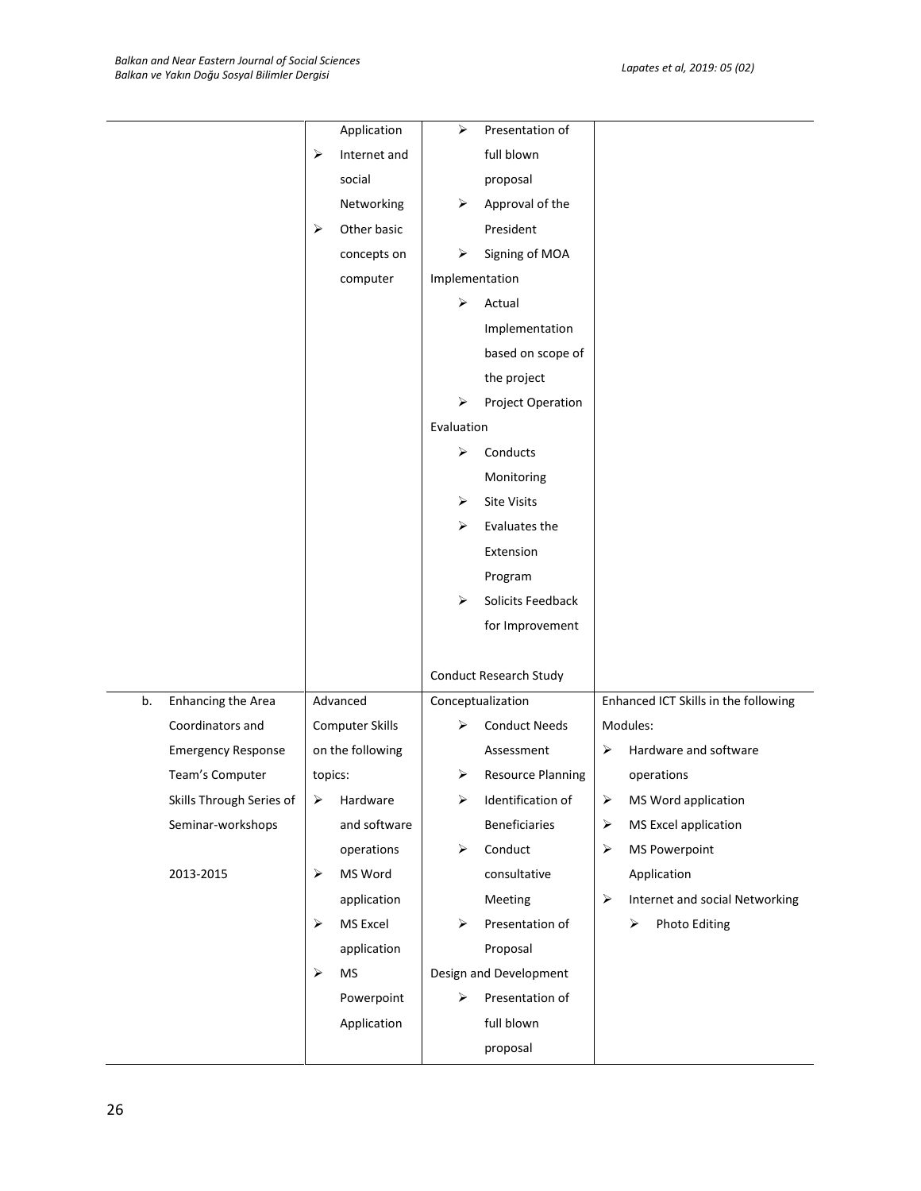| | | | |
|---|---|---|---|
| | Application<br>➢ Internet and social Networking<br>➢ Other basic concepts on computer | ➢ Presentation of full blown proposal<br>➢ Approval of the President<br>➢ Signing of MOA<br>Implementation<br>➢ Actual Implementation based on scope of the project<br>➢ Project Operation<br>Evaluation<br>➢ Conducts Monitoring<br>➢ Site Visits<br>➢ Evaluates the Extension Program<br>➢ Solicits Feedback for Improvement<br><br>Conduct Research Study | |
| b. Enhancing the Area Coordinators and Emergency Response Team's Computer Skills Through Series of Seminar-workshops<br><br>2013-2015 | Advanced Computer Skills on the following topics:<br>➢ Hardware and software operations<br>➢ MS Word application<br>➢ MS Excel application<br>➢ MS Powerpoint Application | Conceptualization<br>➢ Conduct Needs Assessment<br>➢ Resource Planning<br>➢ Identification of Beneficiaries<br>➢ Conduct consultative Meeting<br>➢ Presentation of Proposal<br>Design and Development<br>➢ Presentation of full blown proposal | Enhanced ICT Skills in the following Modules:<br>➢ Hardware and software operations<br>➢ MS Word application<br>➢ MS Excel application<br>➢ MS Powerpoint Application<br>➢ Internet and social Networking<br>➢ Photo Editing |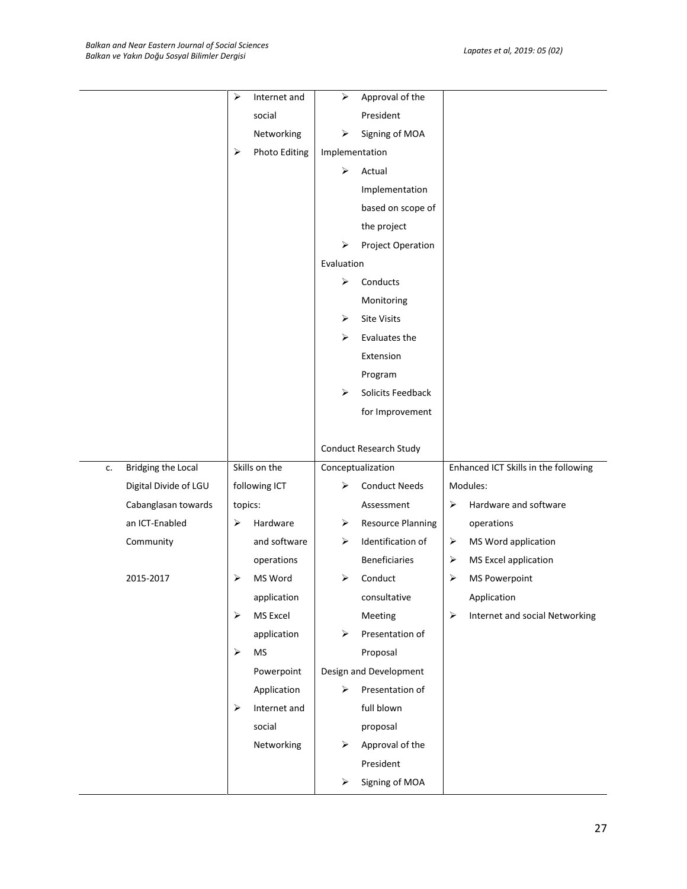| | | | |
|---|---|---|---|
| | ➢ Internet and social Networking<br>➢ Photo Editing | ➢ Approval of the President<br>➢ Signing of MOA<br>Implementation<br>➢ Actual Implementation based on scope of the project<br>➢ Project Operation<br>Evaluation<br>➢ Conducts Monitoring<br>➢ Site Visits<br>➢ Evaluates the Extension Program<br>➢ Solicits Feedback for Improvement<br><br>Conduct Research Study | |
| c. Bridging the Local Digital Divide of LGU Cabanglasan towards an ICT-Enabled Community<br><br>2015-2017 | Skills on the following ICT topics:<br>➢ Hardware and software operations<br>➢ MS Word application<br>➢ MS Excel application<br>➢ MS Powerpoint Application<br>➢ Internet and social Networking | Conceptualization<br>➢ Conduct Needs Assessment<br>➢ Resource Planning<br>➢ Identification of Beneficiaries<br>➢ Conduct consultative Meeting<br>➢ Presentation of Proposal<br>Design and Development<br>➢ Presentation of full blown proposal<br>➢ Approval of the President<br>➢ Signing of MOA | Enhanced ICT Skills in the following Modules:<br>➢ Hardware and software operations<br>➢ MS Word application<br>➢ MS Excel application<br>➢ MS Powerpoint Application<br>➢ Internet and social Networking |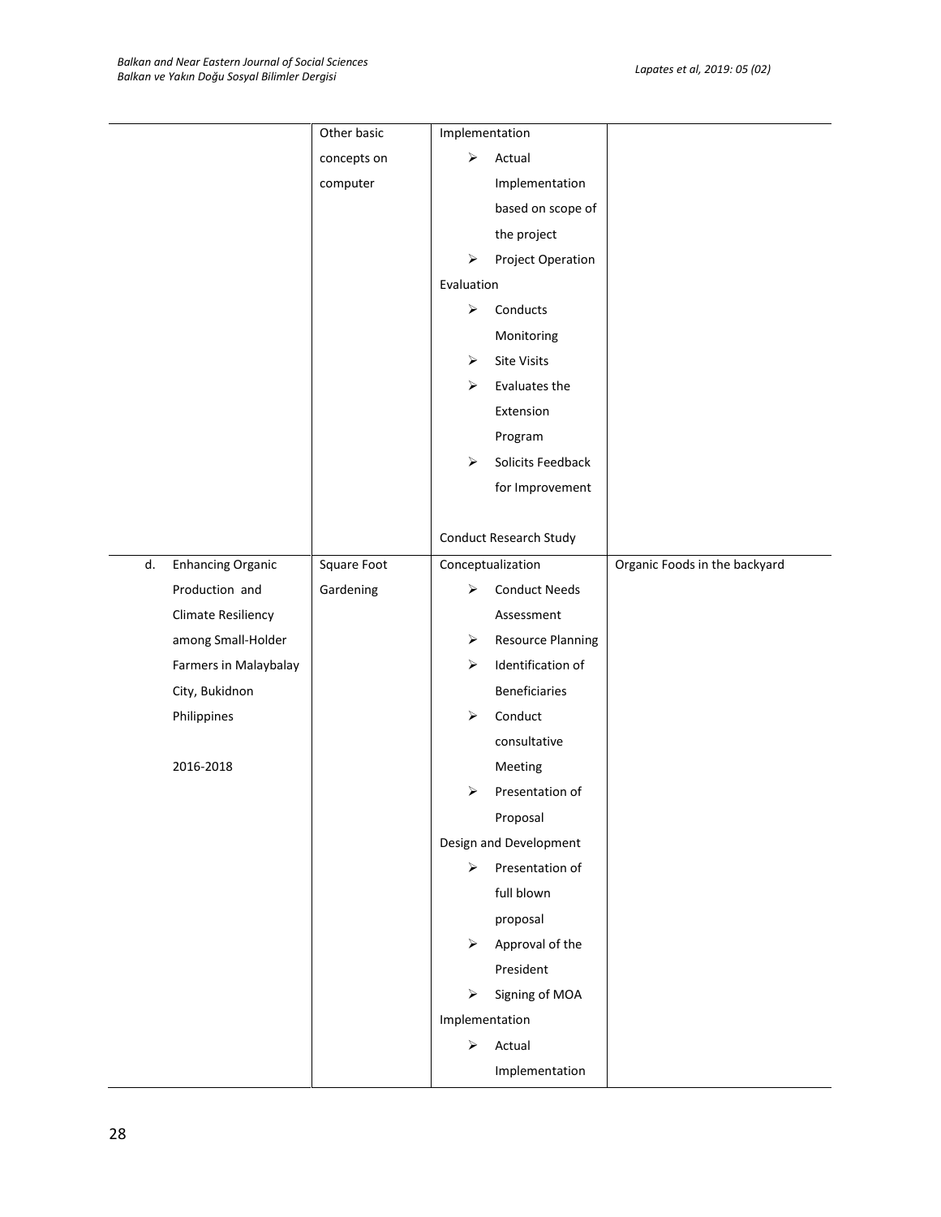| | | | |
|---|---|---|---|
| | Other basic concepts on computer | Implementation<br>➢ Actual Implementation based on scope of the project<br>➢ Project Operation<br>Evaluation<br>➢ Conducts Monitoring<br>➢ Site Visits<br>➢ Evaluates the Extension Program<br>➢ Solicits Feedback for Improvement<br><br>Conduct Research Study | |
| d. Enhancing Organic Production and Climate Resiliency among Small-Holder Farmers in Malaybalay City, Bukidnon Philippines<br><br>2016-2018 | Square Foot Gardening | Conceptualization<br>➢ Conduct Needs Assessment<br>➢ Resource Planning<br>➢ Identification of Beneficiaries<br>➢ Conduct consultative Meeting<br>➢ Presentation of Proposal<br>Design and Development<br>➢ Presentation of full blown proposal<br>➢ Approval of the President<br>➢ Signing of MOA<br>Implementation<br>➢ Actual Implementation | Organic Foods in the backyard |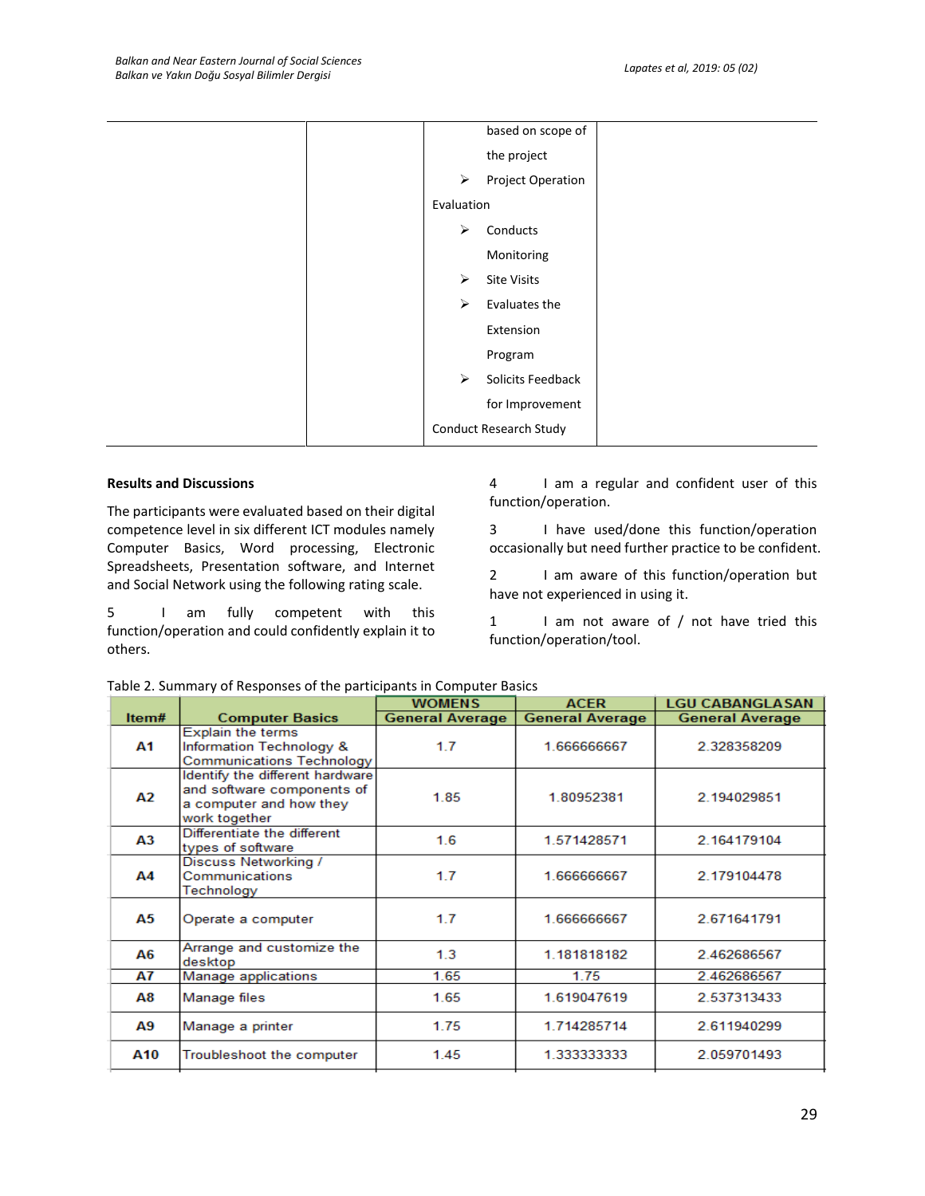| | | based on scope of the project<br>➢ Project Operation<br>Evaluation<br>➢ Conducts Monitoring<br>➢ Site Visits<br>➢ Evaluates the Extension Program<br>➢ Solicits Feedback for Improvement<br>Conduct Research Study | |
|---|---|---|---|

**Results and Discussions**

The participants were evaluated based on their digital competence level in six different ICT modules namely Computer Basics, Word processing, Electronic Spreadsheets, Presentation software, and Internet and Social Network using the following rating scale.

5 I am fully competent with this function/operation and could confidently explain it to others.

4 I am a regular and confident user of this function/operation.

3 I have used/done this function/operation occasionally but need further practice to be confident.

2 I am aware of this function/operation but have not experienced in using it.

1 I am not aware of / not have tried this function/operation/tool.

Table 2. Summary of Responses of the participants in Computer Basics

| Item# | Computer Basics | WOMENS General Average | ACER General Average | LGU CABANGLASAN General Average |
|---|---|---|---|---|
| A1 | Explain the terms Information Technology & Communications Technology | 1.7 | 1.666666667 | 2.328358209 |
| A2 | Identify the different hardware and software components of a computer and how they work together | 1.85 | 1.80952381 | 2.194029851 |
| A3 | Differentiate the different types of software | 1.6 | 1.571428571 | 2.164179104 |
| A4 | Discuss Networking / Communications Technology | 1.7 | 1.666666667 | 2.179104478 |
| A5 | Operate a computer | 1.7 | 1.666666667 | 2.671641791 |
| A6 | Arrange and customize the desktop | 1.3 | 1.181818182 | 2.462686567 |
| A7 | Manage applications | 1.65 | 1.75 | 2.462686567 |
| A8 | Manage files | 1.65 | 1.619047619 | 2.537313433 |
| A9 | Manage a printer | 1.75 | 1.714285714 | 2.611940299 |
| A10 | Troubleshoot the computer | 1.45 | 1.333333333 | 2.059701493 |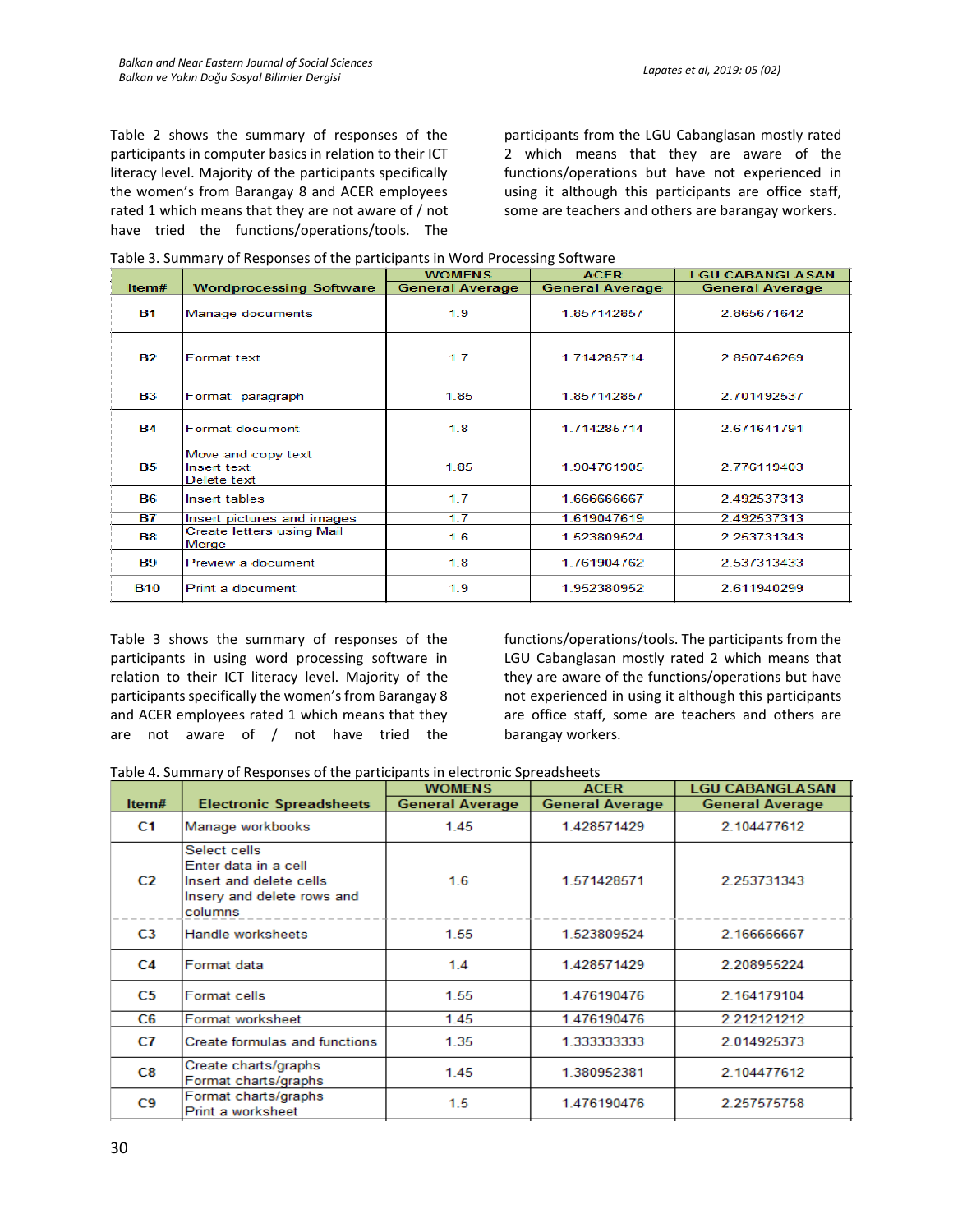Table 2 shows the summary of responses of the participants in computer basics in relation to their ICT literacy level. Majority of the participants specifically the women's from Barangay 8 and ACER employees rated 1 which means that they are not aware of / not have tried the functions/operations/tools. The participants from the LGU Cabanglasan mostly rated 2 which means that they are aware of the functions/operations but have not experienced in using it although this participants are office staff, some are teachers and others are barangay workers.

Table 3. Summary of Responses of the participants in Word Processing Software

| Item# | Wordprocessing Software | WOMENS General Average | ACER General Average | LGU CABANGLASAN General Average |
|---|---|---|---|---|
| B1 | Manage documents | 1.9 | 1.857142857 | 2.865671642 |
| B2 | Format text | 1.7 | 1.714285714 | 2.850746269 |
| B3 | Format paragraph | 1.85 | 1.857142857 | 2.701492537 |
| B4 | Format document | 1.8 | 1.714285714 | 2.671641791 |
| B5 | Move and copy text<br>Insert text<br>Delete text | 1.85 | 1.904761905 | 2.776119403 |
| B6 | Insert tables | 1.7 | 1.666666667 | 2.492537313 |
| B7 | Insert pictures and images | 1.7 | 1.619047619 | 2.492537313 |
| B8 | Create letters using Mail Merge | 1.6 | 1.523809524 | 2.253731343 |
| B9 | Preview a document | 1.8 | 1.761904762 | 2.537313433 |
| B10 | Print a document | 1.9 | 1.952380952 | 2.611940299 |

Table 3 shows the summary of responses of the participants in using word processing software in relation to their ICT literacy level. Majority of the participants specifically the women's from Barangay 8 and ACER employees rated 1 which means that they are not aware of / not have tried the functions/operations/tools. The participants from the LGU Cabanglasan mostly rated 2 which means that they are aware of the functions/operations but have not experienced in using it although this participants are office staff, some are teachers and others are barangay workers.

Table 4. Summary of Responses of the participants in electronic Spreadsheets

| Item# | Electronic Spreadsheets | WOMENS General Average | ACER General Average | LGU CABANGLASAN General Average |
|---|---|---|---|---|
| C1 | Manage workbooks | 1.45 | 1.428571429 | 2.104477612 |
| C2 | Select cells<br>Enter data in a cell<br>Insert and delete cells<br>Insery and delete rows and columns | 1.6 | 1.571428571 | 2.253731343 |
| C3 | Handle worksheets | 1.55 | 1.523809524 | 2.166666667 |
| C4 | Format data | 1.4 | 1.428571429 | 2.208955224 |
| C5 | Format cells | 1.55 | 1.476190476 | 2.164179104 |
| C6 | Format worksheet | 1.45 | 1.476190476 | 2.212121212 |
| C7 | Create formulas and functions | 1.35 | 1.333333333 | 2.014925373 |
| C8 | Create charts/graphs<br>Format charts/graphs | 1.45 | 1.380952381 | 2.104477612 |
| C9 | Format charts/graphs<br>Print a worksheet | 1.5 | 1.476190476 | 2.257575758 |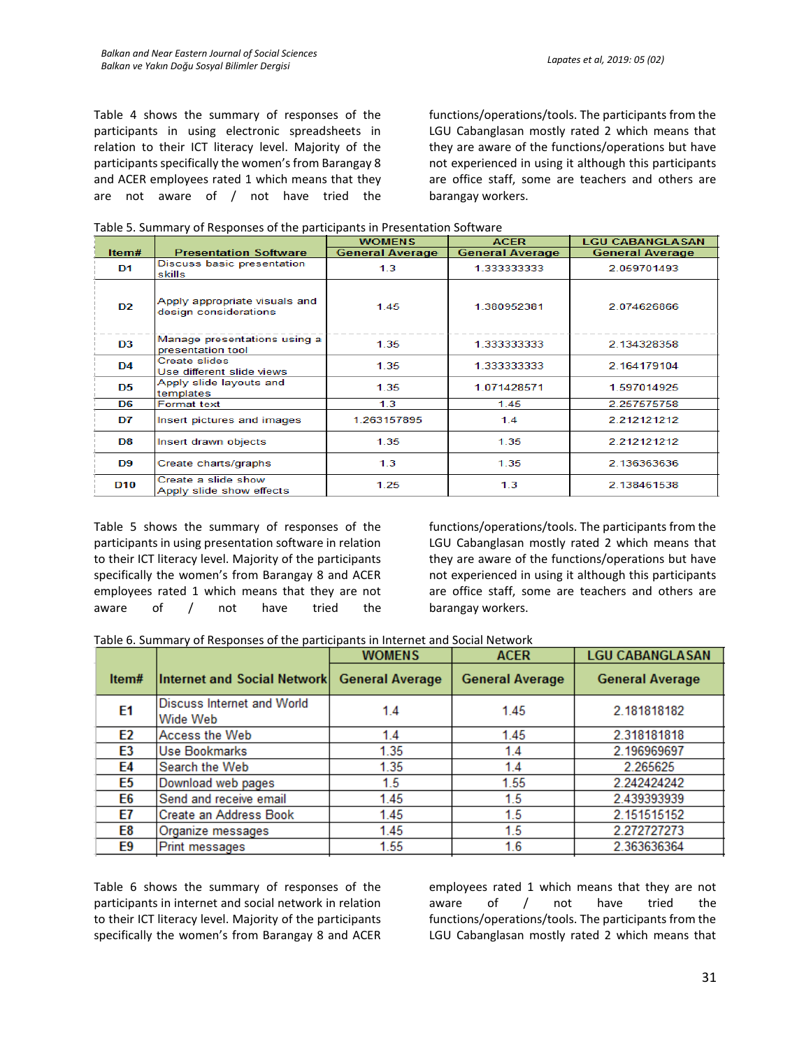Table 4 shows the summary of responses of the participants in using electronic spreadsheets in relation to their ICT literacy level. Majority of the participants specifically the women's from Barangay 8 and ACER employees rated 1 which means that they are not aware of / not have tried the functions/operations/tools. The participants from the LGU Cabanglasan mostly rated 2 which means that they are aware of the functions/operations but have not experienced in using it although this participants are office staff, some are teachers and others are barangay workers.

Table 5. Summary of Responses of the participants in Presentation Software

| Item# | Presentation Software | WOMENS General Average | ACER General Average | LGU CABANGLASAN General Average |
|---|---|---|---|---|
| D1 | Discuss basic presentation skills | 1.3 | 1.333333333 | 2.059701493 |
| D2 | Apply appropriate visuals and design considerations | 1.45 | 1.380952381 | 2.074626866 |
| D3 | Manage presentations using a presentation tool | 1.35 | 1.333333333 | 2.134328358 |
| D4 | Create slides Use different slide views | 1.35 | 1.333333333 | 2.164179104 |
| D5 | Apply slide layouts and templates | 1.35 | 1.071428571 | 1.597014925 |
| D6 | Format text | 1.3 | 1.45 | 2.257575758 |
| D7 | Insert pictures and images | 1.263157895 | 1.4 | 2.212121212 |
| D8 | Insert drawn objects | 1.35 | 1.35 | 2.212121212 |
| D9 | Create charts/graphs | 1.3 | 1.35 | 2.136363636 |
| D10 | Create a slide show Apply slide show effects | 1.25 | 1.3 | 2.138461538 |

Table 5 shows the summary of responses of the participants in using presentation software in relation to their ICT literacy level. Majority of the participants specifically the women's from Barangay 8 and ACER employees rated 1 which means that they are not aware of / not have tried the functions/operations/tools. The participants from the LGU Cabanglasan mostly rated 2 which means that they are aware of the functions/operations but have not experienced in using it although this participants are office staff, some are teachers and others are barangay workers.

Table 6. Summary of Responses of the participants in Internet and Social Network

| Item# | Internet and Social Network | WOMENS General Average | ACER General Average | LGU CABANGLASAN General Average |
|---|---|---|---|---|
| E1 | Discuss Internet and World Wide Web | 1.4 | 1.45 | 2.181818182 |
| E2 | Access the Web | 1.4 | 1.45 | 2.318181818 |
| E3 | Use Bookmarks | 1.35 | 1.4 | 2.196969697 |
| E4 | Search the Web | 1.35 | 1.4 | 2.265625 |
| E5 | Download web pages | 1.5 | 1.55 | 2.242424242 |
| E6 | Send and receive email | 1.45 | 1.5 | 2.439393939 |
| E7 | Create an Address Book | 1.45 | 1.5 | 2.151515152 |
| E8 | Organize messages | 1.45 | 1.5 | 2.272727273 |
| E9 | Print messages | 1.55 | 1.6 | 2.363636364 |

Table 6 shows the summary of responses of the participants in internet and social network in relation to their ICT literacy level. Majority of the participants specifically the women's from Barangay 8 and ACER employees rated 1 which means that they are not aware of / not have tried the functions/operations/tools. The participants from the LGU Cabanglasan mostly rated 2 which means that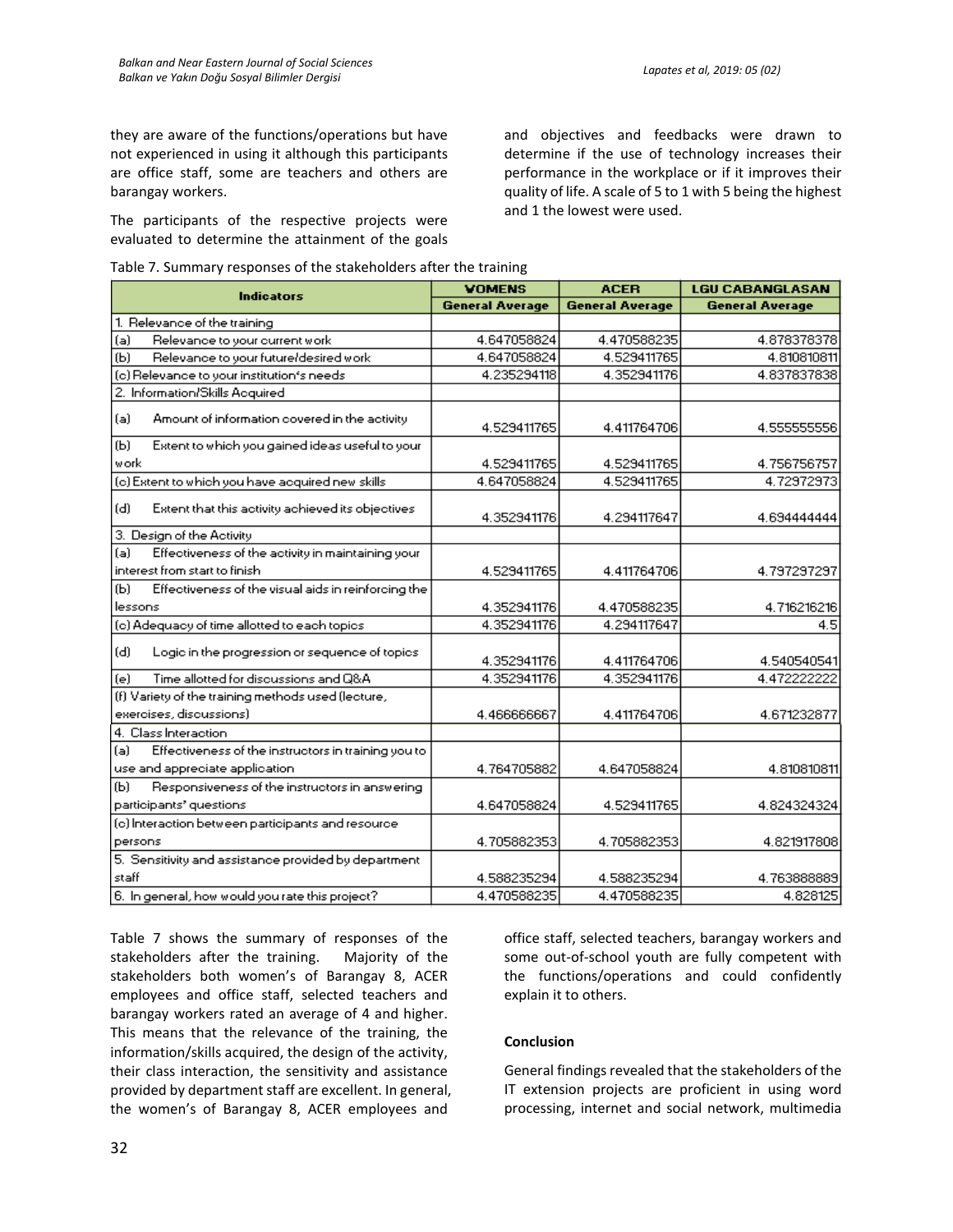they are aware of the functions/operations but have not experienced in using it although this participants are office staff, some are teachers and others are barangay workers.

The participants of the respective projects were evaluated to determine the attainment of the goals and objectives and feedbacks were drawn to determine if the use of technology increases their performance in the workplace or if it improves their quality of life. A scale of 5 to 1 with 5 being the highest and 1 the lowest were used.

Table 7. Summary responses of the stakeholders after the training

| Indicators | VOMENS | ACER | LGU CABANGLASAN |
|---|---|---|---|
| | General Average | General Average | General Average |
| 1. Relevance of the training | | | |
| (a) Relevance to your current work | 4.647058824 | 4.470588235 | 4.878378378 |
| (b) Relevance to your future/desired work | 4.647058824 | 4.529411765 | 4.810810811 |
| (c) Relevance to your institution's needs | 4.235294118 | 4.352941176 | 4.837837838 |
| 2. Information/Skills Acquired | | | |
| (a) Amount of information covered in the activity | 4.529411765 | 4.411764706 | 4.555555556 |
| (b) Extent to which you gained ideas useful to your work | 4.529411765 | 4.529411765 | 4.756756757 |
| (c) Extent to which you have acquired new skills | 4.647058824 | 4.529411765 | 4.72972973 |
| (d) Extent that this activity achieved its objectives | 4.352941176 | 4.294117647 | 4.694444444 |
| 3. Design of the Activity | | | |
| (a) Effectiveness of the activity in maintaining your interest from start to finish | 4.529411765 | 4.411764706 | 4.797297297 |
| (b) Effectiveness of the visual aids in reinforcing the lessons | 4.352941176 | 4.470588235 | 4.716216216 |
| (c) Adequacy of time allotted to each topics | 4.352941176 | 4.294117647 | 4.5 |
| (d) Logic in the progression or sequence of topics | 4.352941176 | 4.411764706 | 4.540540541 |
| (e) Time allotted for discussions and Q&A | 4.352941176 | 4.352941176 | 4.472222222 |
| (f) Variety of the training methods used (lecture, exercises, discussions) | 4.466666667 | 4.411764706 | 4.671232877 |
| 4. Class Interaction | | | |
| (a) Effectiveness of the instructors in training you to use and appreciate application | 4.764705882 | 4.647058824 | 4.810810811 |
| (b) Responsiveness of the instructors in answering participants' questions | 4.647058824 | 4.529411765 | 4.824324324 |
| (c) Interaction between participants and resource persons | 4.705882353 | 4.705882353 | 4.821917808 |
| 5. Sensitivity and assistance provided by department staff | 4.588235294 | 4.588235294 | 4.763888889 |
| 6. In general, how would you rate this project? | 4.470588235 | 4.470588235 | 4.828125 |

Table 7 shows the summary of responses of the stakeholders after the training. Majority of the stakeholders both women's of Barangay 8, ACER employees and office staff, selected teachers and barangay workers rated an average of 4 and higher. This means that the relevance of the training, the information/skills acquired, the design of the activity, their class interaction, the sensitivity and assistance provided by department staff are excellent. In general, the women's of Barangay 8, ACER employees and office staff, selected teachers, barangay workers and some out-of-school youth are fully competent with the functions/operations and could confidently explain it to others.

## Conclusion

General findings revealed that the stakeholders of the IT extension projects are proficient in using word processing, internet and social network, multimedia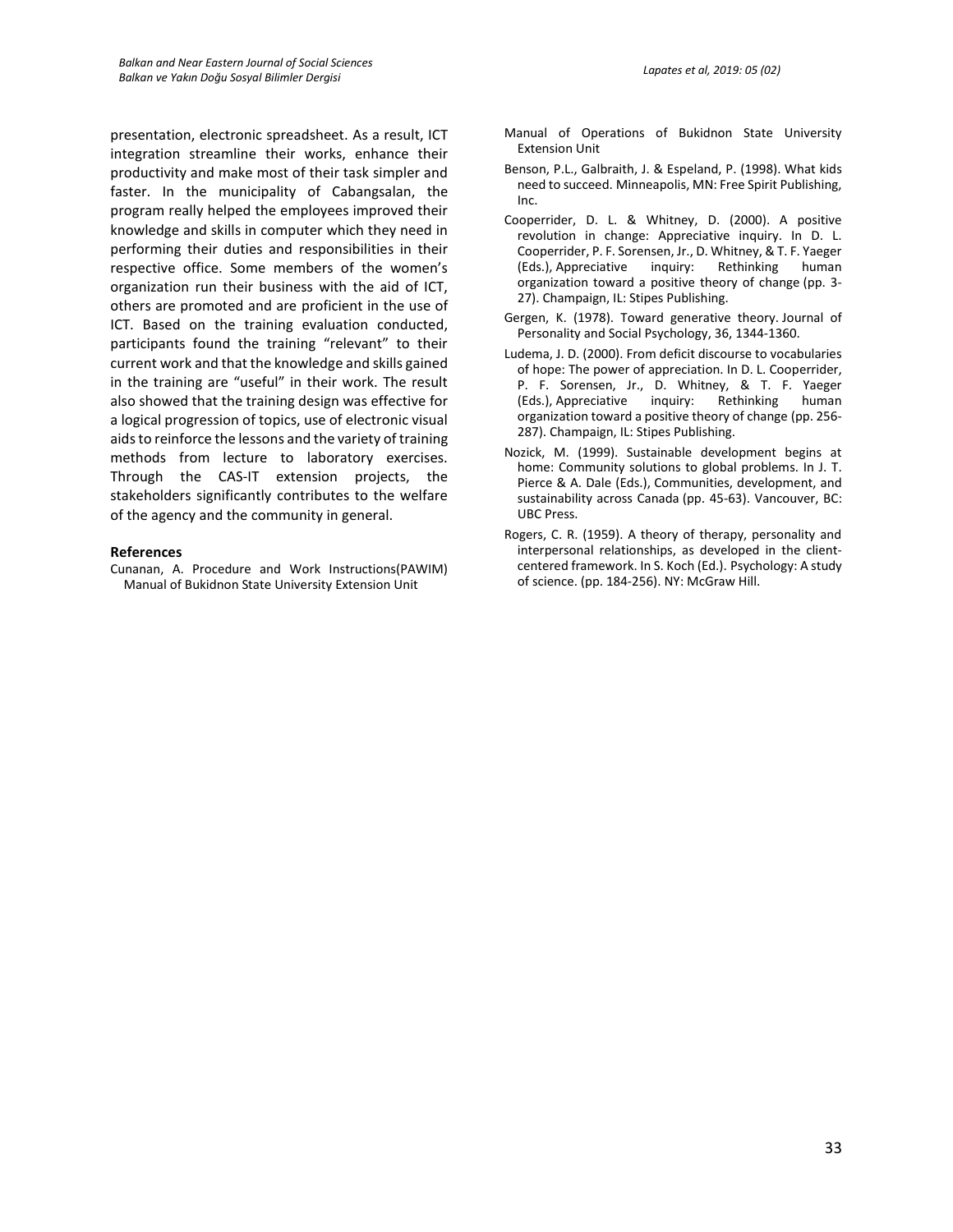presentation, electronic spreadsheet. As a result, ICT integration streamline their works, enhance their productivity and make most of their task simpler and faster. In the municipality of Cabangsalan, the program really helped the employees improved their knowledge and skills in computer which they need in performing their duties and responsibilities in their respective office. Some members of the women's organization run their business with the aid of ICT, others are promoted and are proficient in the use of ICT. Based on the training evaluation conducted, participants found the training "relevant" to their current work and that the knowledge and skills gained in the training are "useful" in their work. The result also showed that the training design was effective for a logical progression of topics, use of electronic visual aids to reinforce the lessons and the variety of training methods from lecture to laboratory exercises. Through the CAS-IT extension projects, the stakeholders significantly contributes to the welfare of the agency and the community in general.

## References

Cunanan, A. Procedure and Work Instructions(PAWIM) Manual of Bukidnon State University Extension Unit

Manual of Operations of Bukidnon State University Extension Unit

Benson, P.L., Galbraith, J. & Espeland, P. (1998). What kids need to succeed. Minneapolis, MN: Free Spirit Publishing, Inc.

Cooperrider, D. L. & Whitney, D. (2000). A positive revolution in change: Appreciative inquiry. In D. L. Cooperrider, P. F. Sorensen, Jr., D. Whitney, & T. F. Yaeger (Eds.), Appreciative inquiry: Rethinking human organization toward a positive theory of change (pp. 3-27). Champaign, IL: Stipes Publishing.

Gergen, K. (1978). Toward generative theory. Journal of Personality and Social Psychology, 36, 1344-1360.

Ludema, J. D. (2000). From deficit discourse to vocabularies of hope: The power of appreciation. In D. L. Cooperrider, P. F. Sorensen, Jr., D. Whitney, & T. F. Yaeger (Eds.), Appreciative inquiry: Rethinking human organization toward a positive theory of change (pp. 256-287). Champaign, IL: Stipes Publishing.

Nozick, M. (1999). Sustainable development begins at home: Community solutions to global problems. In J. T. Pierce & A. Dale (Eds.), Communities, development, and sustainability across Canada (pp. 45-63). Vancouver, BC: UBC Press.

Rogers, C. R. (1959). A theory of therapy, personality and interpersonal relationships, as developed in the client-centered framework. In S. Koch (Ed.). Psychology: A study of science. (pp. 184-256). NY: McGraw Hill.